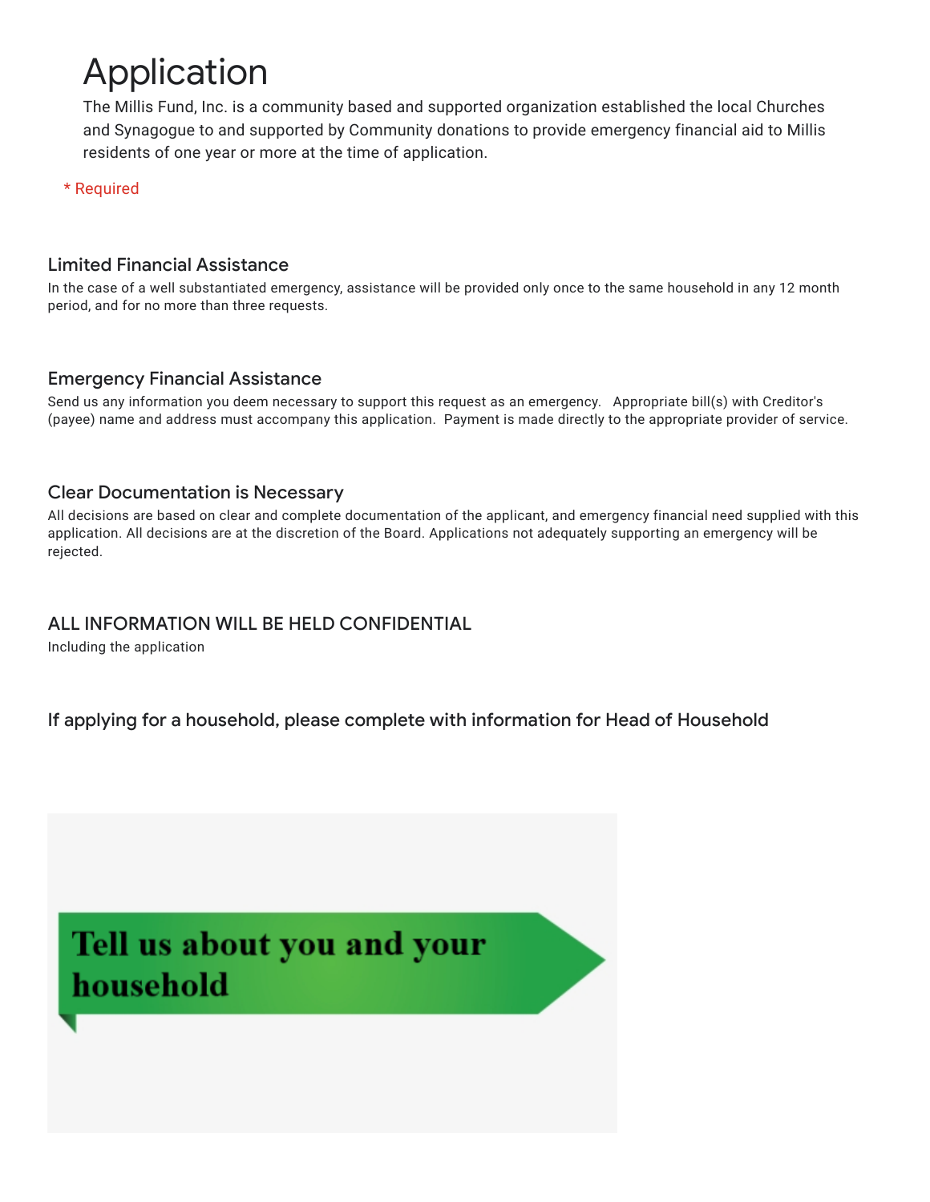# Application

The Millis Fund, Inc. is a community based and supported organization established the local Churches and Synagogue to and supported by Community donations to provide emergency financial aid to Millis residents of one year or more at the time of application.

* Required

### Limited Financial Assistance

In the case of a well substantiated emergency, assistance will be provided only once to the same household in any 12 month period, and for no more than three requests.

### Emergency Financial Assistance

Send us any information you deem necessary to support this request as an emergency. Appropriate bill(s) with Creditor's (payee) name and address must accompany this application. Payment is made directly to the appropriate provider of service.

### Clear Documentation is Necessary

All decisions are based on clear and complete documentation of the applicant, and emergency financial need supplied with this application. All decisions are at the discretion of the Board. Applications not adequately supporting an emergency will be rejected.

### ALL INFORMATION WILL BE HELD CONFIDENTIAL

Including the application

### If applying for a household, please complete with information for Head of Household

**Tell us about you and your household**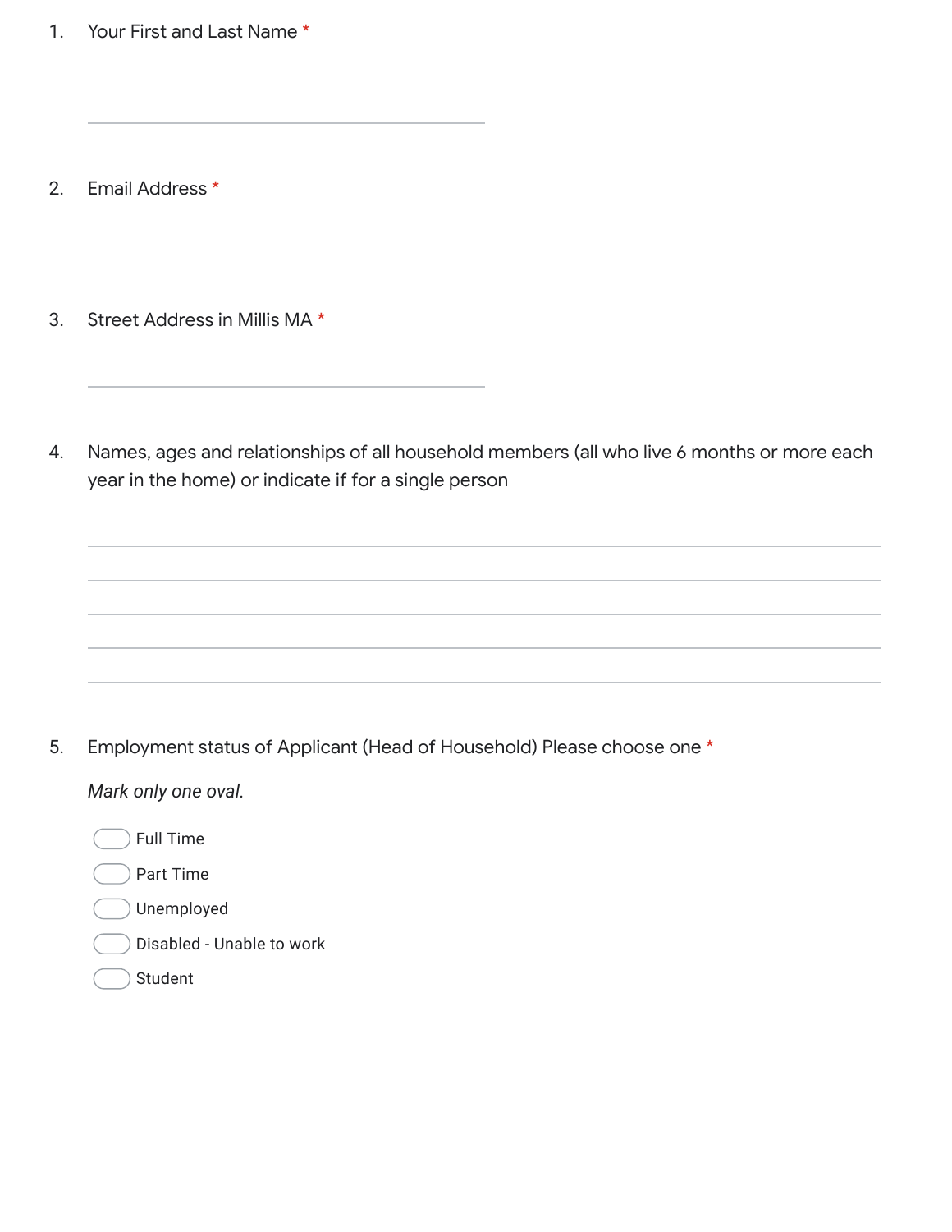1. Your First and Last Name *

   ____________________________________

2. Email Address *

   ____________________________________

3. Street Address in Millis MA *

   ____________________________________

4. Names, ages and relationships of all household members (all who live 6 months or more each year in the home) or indicate if for a single person

   ____________________________________
   ____________________________________
   ____________________________________
   ____________________________________
   ____________________________________

5. Employment status of Applicant (Head of Household) Please choose one *

   *Mark only one oval.*

   - ⬭ Full Time
   - ⬭ Part Time
   - ⬭ Unemployed
   - ⬭ Disabled - Unable to work
   - ⬭ Student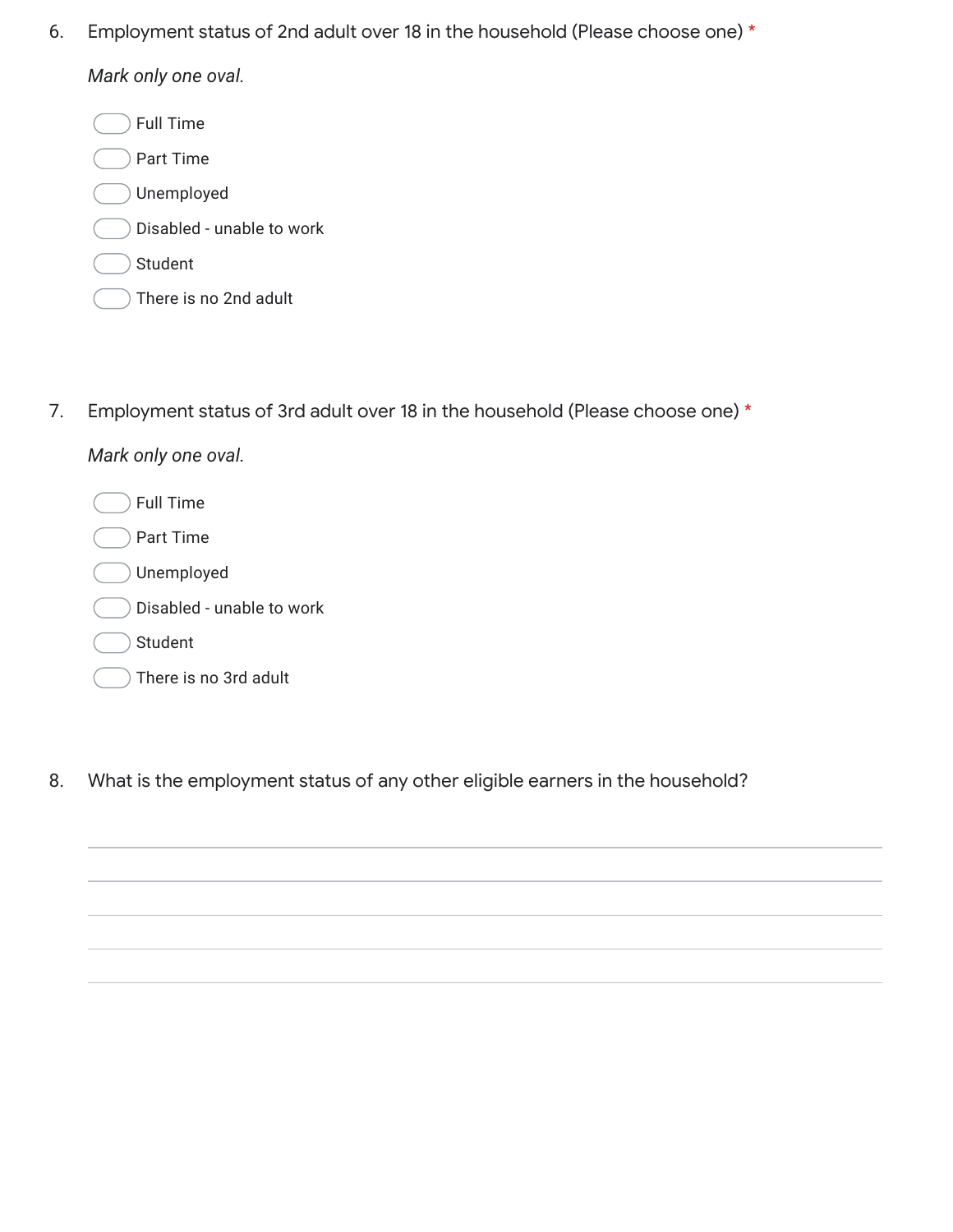6. Employment status of 2nd adult over 18 in the household (Please choose one) *

*Mark only one oval.*

- Full Time
- Part Time
- Unemployed
- Disabled - unable to work
- Student
- There is no 2nd adult

7. Employment status of 3rd adult over 18 in the household (Please choose one) *

*Mark only one oval.*

- Full Time
- Part Time
- Unemployed
- Disabled - unable to work
- Student
- There is no 3rd adult

8. What is the employment status of any other eligible earners in the household?

_______________________________________________

_______________________________________________

_______________________________________________

_______________________________________________

_______________________________________________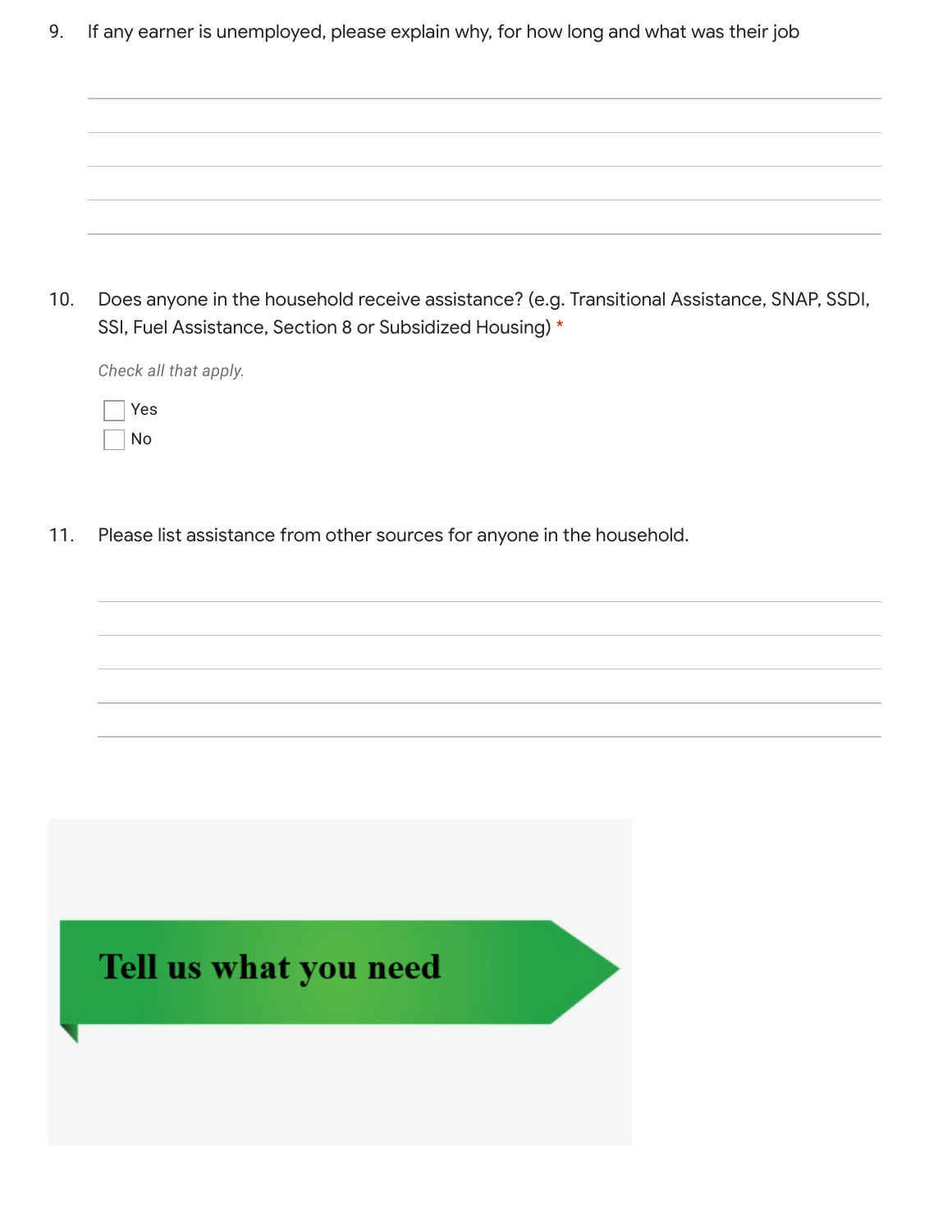9. If any earner is unemployed, please explain why, for how long and what was their job

________________________________________________________________

________________________________________________________________

________________________________________________________________

________________________________________________________________

________________________________________________________________

10. Does anyone in the household receive assistance? (e.g. Transitional Assistance, SNAP, SSDI, SSI, Fuel Assistance, Section 8 or Subsidized Housing) *

*Check all that apply.*

- [ ] Yes
- [ ] No

11. Please list assistance from other sources for anyone in the household.

________________________________________________________________

________________________________________________________________

________________________________________________________________

________________________________________________________________

________________________________________________________________

## Tell us what you need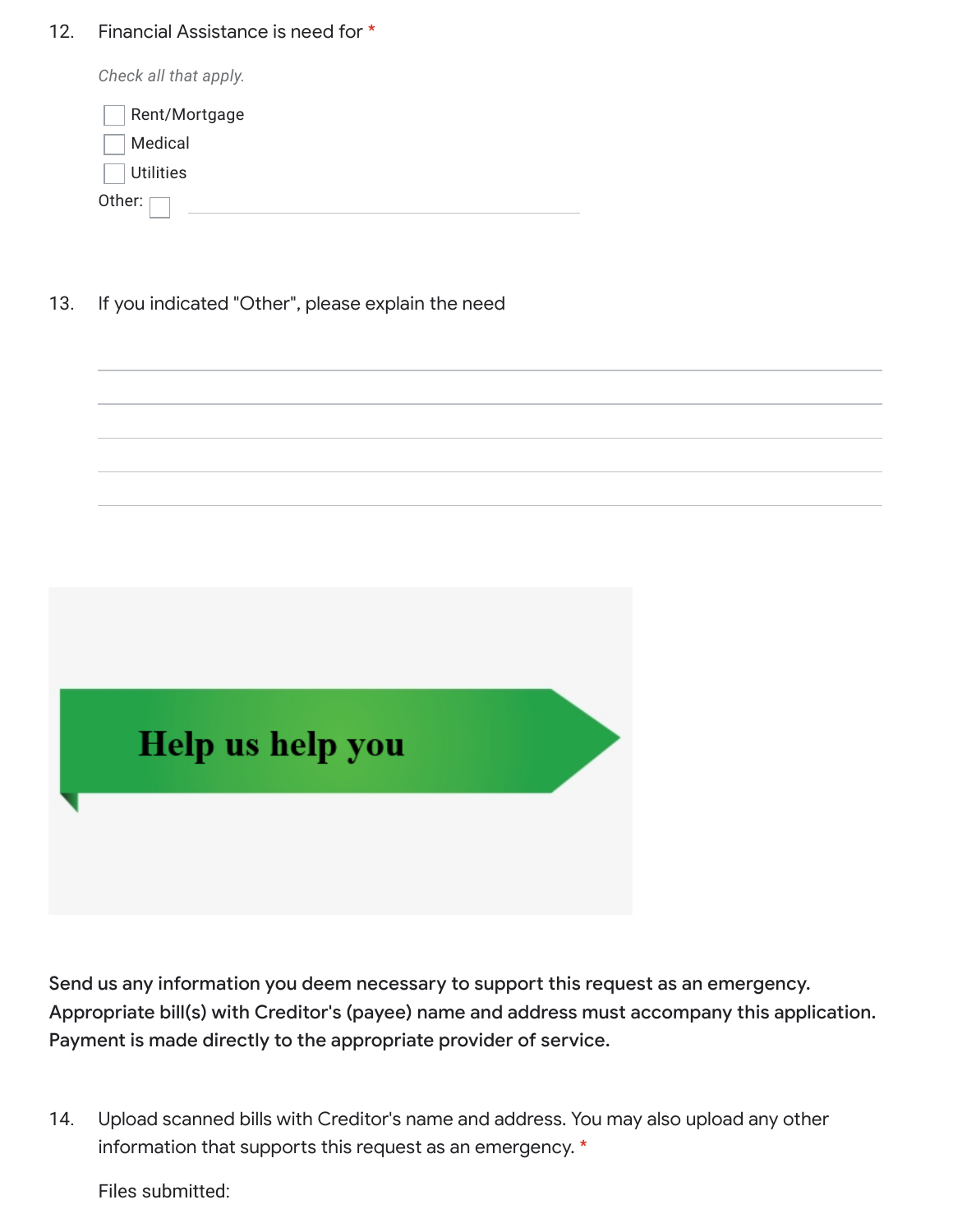12. Financial Assistance is need for *

*Check all that apply.*

- [ ] Rent/Mortgage
- [ ] Medical
- [ ] Utilities

Other: [ ] \_\_\_\_\_\_\_\_\_\_\_\_\_\_\_\_\_\_\_\_\_\_\_\_\_\_\_\_

13. If you indicated "Other", please explain the need

\_\_\_\_\_\_\_\_\_\_\_\_\_\_\_\_\_\_\_\_\_\_\_\_\_\_\_\_\_\_\_\_\_\_\_\_\_\_\_\_\_\_\_\_\_\_\_\_\_\_\_\_\_\_\_\_\_\_\_\_

\_\_\_\_\_\_\_\_\_\_\_\_\_\_\_\_\_\_\_\_\_\_\_\_\_\_\_\_\_\_\_\_\_\_\_\_\_\_\_\_\_\_\_\_\_\_\_\_\_\_\_\_\_\_\_\_\_\_\_\_

\_\_\_\_\_\_\_\_\_\_\_\_\_\_\_\_\_\_\_\_\_\_\_\_\_\_\_\_\_\_\_\_\_\_\_\_\_\_\_\_\_\_\_\_\_\_\_\_\_\_\_\_\_\_\_\_\_\_\_\_

\_\_\_\_\_\_\_\_\_\_\_\_\_\_\_\_\_\_\_\_\_\_\_\_\_\_\_\_\_\_\_\_\_\_\_\_\_\_\_\_\_\_\_\_\_\_\_\_\_\_\_\_\_\_\_\_\_\_\_\_

\_\_\_\_\_\_\_\_\_\_\_\_\_\_\_\_\_\_\_\_\_\_\_\_\_\_\_\_\_\_\_\_\_\_\_\_\_\_\_\_\_\_\_\_\_\_\_\_\_\_\_\_\_\_\_\_\_\_\_\_

**Help us help you**

**Send us any information you deem necessary to support this request as an emergency. Appropriate bill(s) with Creditor's (payee) name and address must accompany this application. Payment is made directly to the appropriate provider of service.**

14. Upload scanned bills with Creditor's name and address. You may also upload any other information that supports this request as an emergency. *

Files submitted: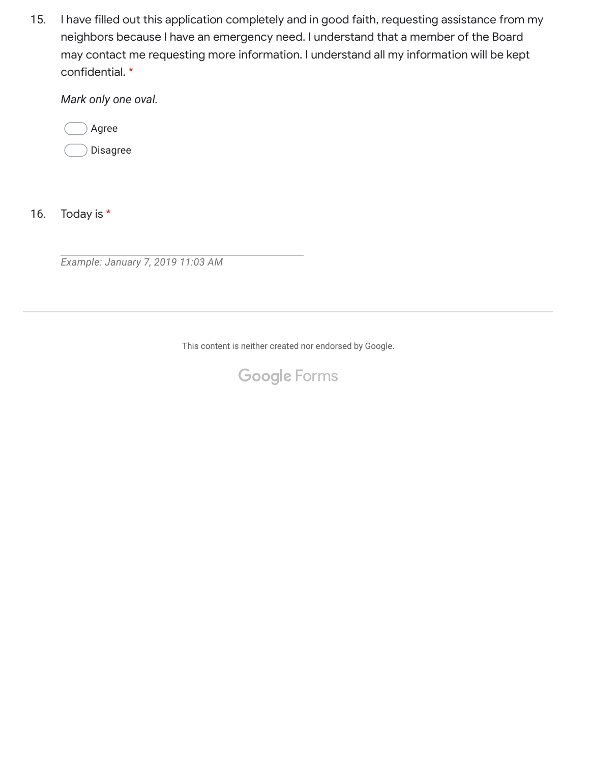15. I have filled out this application completely and in good faith, requesting assistance from my neighbors because I have an emergency need. I understand that a member of the Board may contact me requesting more information. I understand all my information will be kept confidential. *

    *Mark only one oval.*

    - Agree
    - Disagree

16. Today is *

    ______________________________

    *Example: January 7, 2019 11:03 AM*

---

This content is neither created nor endorsed by Google.

Google Forms